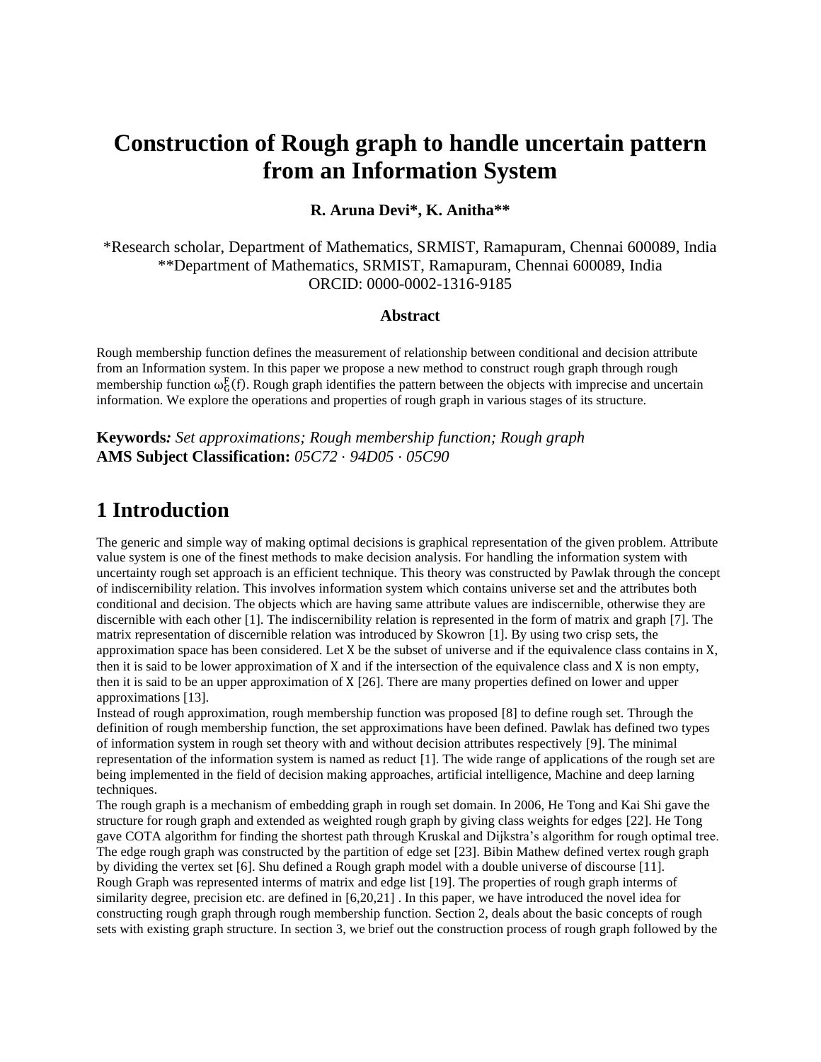# Construction of Rough graph to handle uncertain pattern from an Information System

**R. Aruna Devi\*, K. Anitha\*\***

\*Research scholar, Department of Mathematics, SRMIST, Ramapuram, Chennai 600089, India
\*\*Department of Mathematics, SRMIST, Ramapuram, Chennai 600089, India
ORCID: 0000-0002-1316-9185

### Abstract

Rough membership function defines the measurement of relationship between conditional and decision attribute from an Information system. In this paper we propose a new method to construct rough graph through rough membership function $\omega_G^F(f)$. Rough graph identifies the pattern between the objects with imprecise and uncertain information. We explore the operations and properties of rough graph in various stages of its structure.

**Keywords***: Set approximations; Rough membership function; Rough graph*
**AMS Subject Classification:** *05C72 · 94D05 · 05C90*

## 1 Introduction

The generic and simple way of making optimal decisions is graphical representation of the given problem. Attribute value system is one of the finest methods to make decision analysis. For handling the information system with uncertainty rough set approach is an efficient technique. This theory was constructed by Pawlak through the concept of indiscernibility relation. This involves information system which contains universe set and the attributes both conditional and decision. The objects which are having same attribute values are indiscernible, otherwise they are discernible with each other [1]. The indiscernibility relation is represented in the form of matrix and graph [7]. The matrix representation of discernible relation was introduced by Skowron [1]. By using two crisp sets, the approximation space has been considered. Let X be the subset of universe and if the equivalence class contains in X, then it is said to be lower approximation of X and if the intersection of the equivalence class and X is non empty, then it is said to be an upper approximation of X [26]. There are many properties defined on lower and upper approximations [13].

Instead of rough approximation, rough membership function was proposed [8] to define rough set. Through the definition of rough membership function, the set approximations have been defined. Pawlak has defined two types of information system in rough set theory with and without decision attributes respectively [9]. The minimal representation of the information system is named as reduct [1]. The wide range of applications of the rough set are being implemented in the field of decision making approaches, artificial intelligence, Machine and deep larning techniques.

The rough graph is a mechanism of embedding graph in rough set domain. In 2006, He Tong and Kai Shi gave the structure for rough graph and extended as weighted rough graph by giving class weights for edges [22]. He Tong gave COTA algorithm for finding the shortest path through Kruskal and Dijkstra's algorithm for rough optimal tree. The edge rough graph was constructed by the partition of edge set [23]. Bibin Mathew defined vertex rough graph by dividing the vertex set [6]. Shu defined a Rough graph model with a double universe of discourse [11].

Rough Graph was represented interms of matrix and edge list [19]. The properties of rough graph interms of similarity degree, precision etc. are defined in [6,20,21] . In this paper, we have introduced the novel idea for constructing rough graph through rough membership function. Section 2, deals about the basic concepts of rough sets with existing graph structure. In section 3, we brief out the construction process of rough graph followed by the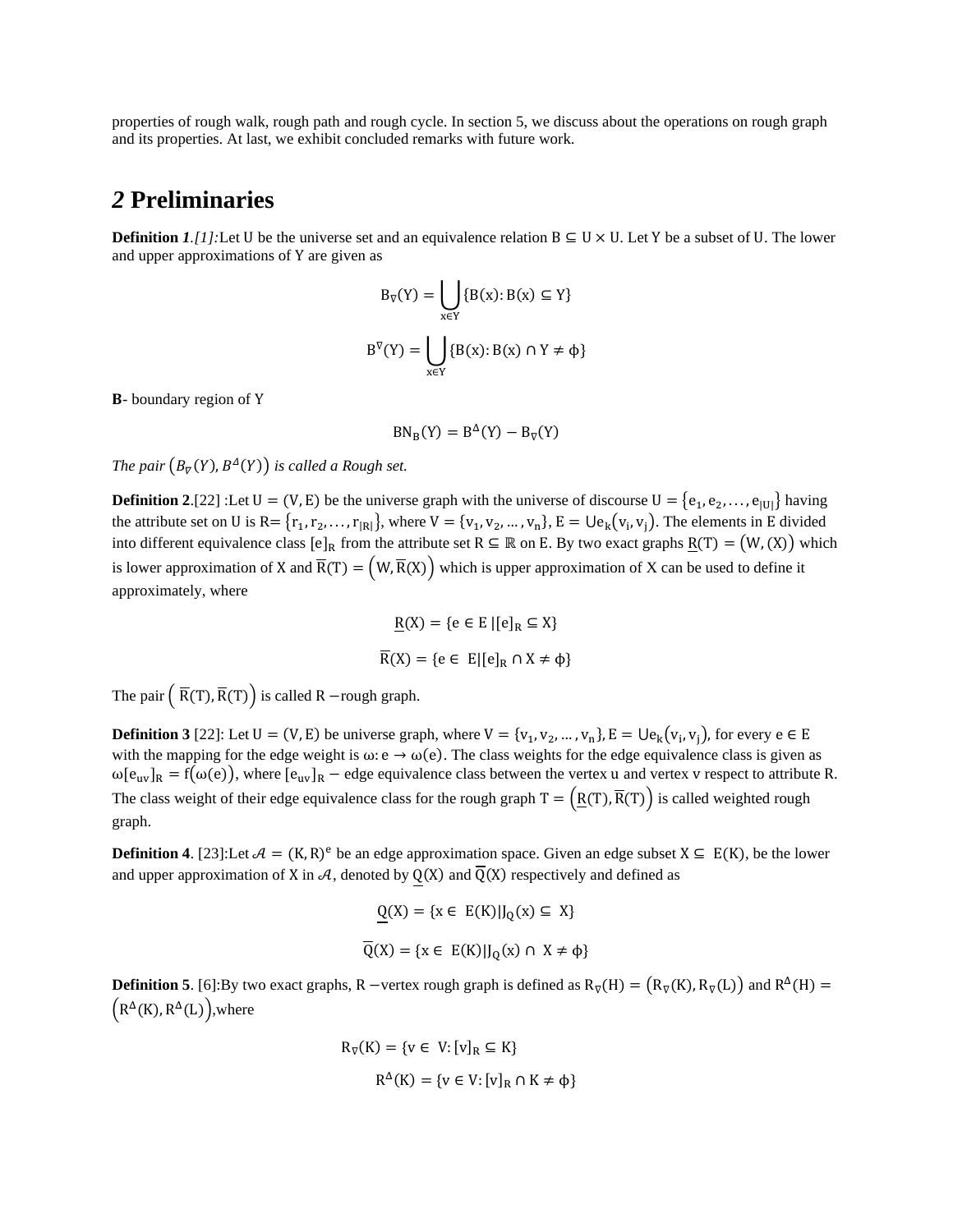properties of rough walk, rough path and rough cycle. In section 5, we discuss about the operations on rough graph and its properties. At last, we exhibit concluded remarks with future work.

## *2* Preliminaries

**Definition *1*.***[1]:*Let U be the universe set and an equivalence relation $B \subseteq U \times U$. Let Y be a subset of U. The lower and upper approximations of Y are given as

$$B_{\nabla}(Y) = \bigcup_{x \in Y} \{B(x): B(x) \subseteq Y\}$$

$$B^{\nabla}(Y) = \bigcup_{x \in Y} \{B(x): B(x) \cap Y \neq \phi\}$$

**B**- boundary region of Y

$$BN_B(Y) = B^{\Delta}(Y) - B_{\nabla}(Y)$$

*The pair $\left(B_{\nabla}(Y), B^{\Delta}(Y)\right)$ is called a Rough set.*

**Definition 2**.[22] :Let $U = (V, E)$ be the universe graph with the universe of discourse $U = \{e_1, e_2, \ldots, e_{|U|}\}$ having the attribute set on U is R= $\{r_1, r_2, \ldots, r_{|R|}\}$, where $V = \{v_1, v_2, \ldots, v_n\}$, $E = \cup e_k(v_i, v_j)$. The elements in E divided into different equivalence class $[e]_R$ from the attribute set $R \subseteq \mathbb{R}$ on E. By two exact graphs $\underline{R}(T) = (W, (X))$ which is lower approximation of X and $\overline{R}(T) = \left(W, \overline{R}(X)\right)$ which is upper approximation of X can be used to define it approximately, where

$$\underline{R}(X) = \{e \in E\ |[e]_R \subseteq X\}$$

$$\overline{R}(X) = \{e \in\ E|[e]_R \cap X \neq \phi\}$$

The pair $\left(\ \overline{R}(T), \overline{R}(T)\right)$ is called R −rough graph.

**Definition 3** [22]: Let $U = (V, E)$ be universe graph, where $V = \{v_1, v_2, \ldots, v_n\}$, $E = \cup e_k(v_i, v_j)$, for every $e \in E$ with the mapping for the edge weight is $\omega: e \to \omega(e)$. The class weights for the edge equivalence class is given as $\omega[e_{uv}]_R = f(\omega(e))$, where $[e_{uv}]_R -$ edge equivalence class between the vertex u and vertex v respect to attribute R. The class weight of their edge equivalence class for the rough graph $T = \left(\underline{R}(T), \overline{R}(T)\right)$ is called weighted rough graph.

**Definition 4**. [23]:Let $\mathcal{A} = (K, R)^e$ be an edge approximation space. Given an edge subset $X \subseteq\ E(K)$, be the lower and upper approximation of X in $\mathcal{A}$, denoted by $\underline{Q}(X)$ and $\overline{Q}(X)$ respectively and defined as

$$\underline{Q}(X) = \{x \in\ E(K)|J_Q(x) \subseteq\ X\}$$

$$\overline{Q}(X) = \{x \in\ E(K)|J_Q(x) \cap\ X \neq \phi\}$$

**Definition 5**. [6]:By two exact graphs, R −vertex rough graph is defined as $R_{\nabla}(H) = \left(R_{\nabla}(K), R_{\nabla}(L)\right)$ and $R^{\Delta}(H) = \left(R^{\Delta}(K), R^{\Delta}(L)\right)$,where

$$R_{\nabla}(K) = \{v \in\ V: [v]_R \subseteq K\}$$

$$R^{\Delta}(K) = \{v \in V: [v]_R \cap K \neq \phi\}$$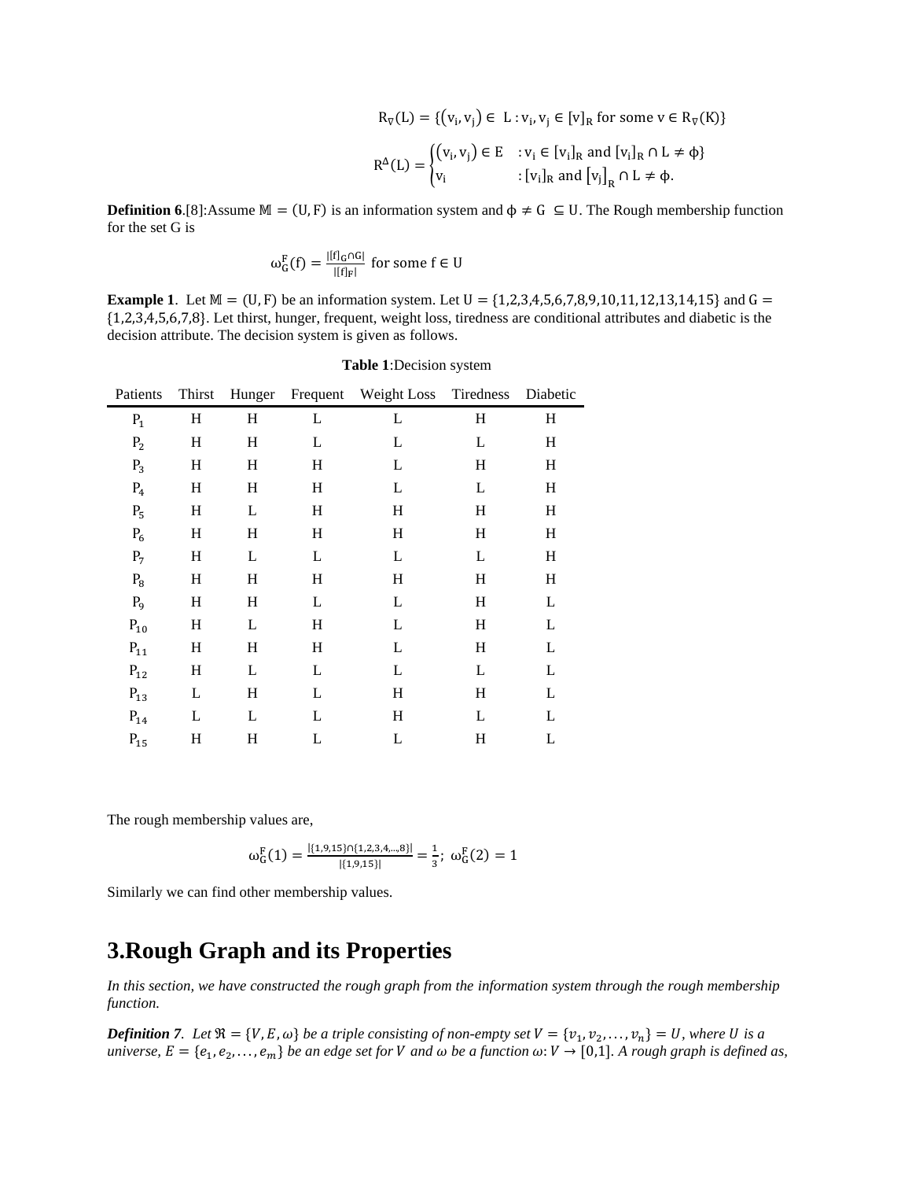$$R_{\nabla}(L) = \{(v_i, v_j) \in L : v_i, v_j \in [v]_R \text{ for some } v \in R_{\nabla}(K)\}$$

$$R^{\Delta}(L) = \begin{cases} (v_i, v_j) \in E & : v_i \in [v_i]_R \text{ and } [v_i]_R \cap L \neq \phi\} \\ v_i & : [v_i]_R \text{ and } [v_j]_R \cap L \neq \phi. \end{cases}$$

**Definition 6**.[8]:Assume $\mathbb{M} = (U, F)$ is an information system and $\phi \neq G \subseteq U$. The Rough membership function for the set G is

$$\omega_G^F(f) = \frac{|[f]_G \cap G|}{|[f]_F|} \text{ for some } f \in U$$

**Example 1**. Let $\mathbb{M} = (U, F)$ be an information system. Let $U = \{1,2,3,4,5,6,7,8,9,10,11,12,13,14,15\}$ and $G = \{1,2,3,4,5,6,7,8\}$. Let thirst, hunger, frequent, weight loss, tiredness are conditional attributes and diabetic is the decision attribute. The decision system is given as follows.

**Table 1**:Decision system

| Patients | Thirst | Hunger | Frequent | Weight Loss | Tiredness | Diabetic |
|---|---|---|---|---|---|---|
| $P_1$ | H | H | L | L | H | H |
| $P_2$ | H | H | L | L | L | H |
| $P_3$ | H | H | H | L | H | H |
| $P_4$ | H | H | H | L | L | H |
| $P_5$ | H | L | H | H | H | H |
| $P_6$ | H | H | H | H | H | H |
| $P_7$ | H | L | L | L | L | H |
| $P_8$ | H | H | H | H | H | H |
| $P_9$ | H | H | L | L | H | L |
| $P_{10}$ | H | L | H | L | H | L |
| $P_{11}$ | H | H | H | L | H | L |
| $P_{12}$ | H | L | L | L | L | L |
| $P_{13}$ | L | H | L | H | H | L |
| $P_{14}$ | L | L | L | H | L | L |
| $P_{15}$ | H | H | L | L | H | L |

The rough membership values are,

$$\omega_G^F(1) = \frac{|\{1,9,15\} \cap \{1,2,3,4,\ldots,8\}|}{|\{1,9,15\}|} = \frac{1}{3};\ \omega_G^F(2) = 1$$

Similarly we can find other membership values.

# 3.Rough Graph and its Properties

*In this section, we have constructed the rough graph from the information system through the rough membership function.*

***Definition 7***. *Let $\Re = \{V, E, \omega\}$ be a triple consisting of non-empty set $V = \{v_1, v_2, \ldots, v_n\} = U$, where $U$ is a universe, $E = \{e_1, e_2, \ldots, e_m\}$ be an edge set for $V$ and $\omega$ be a function $\omega: V \to [0,1]$. A rough graph is defined as,*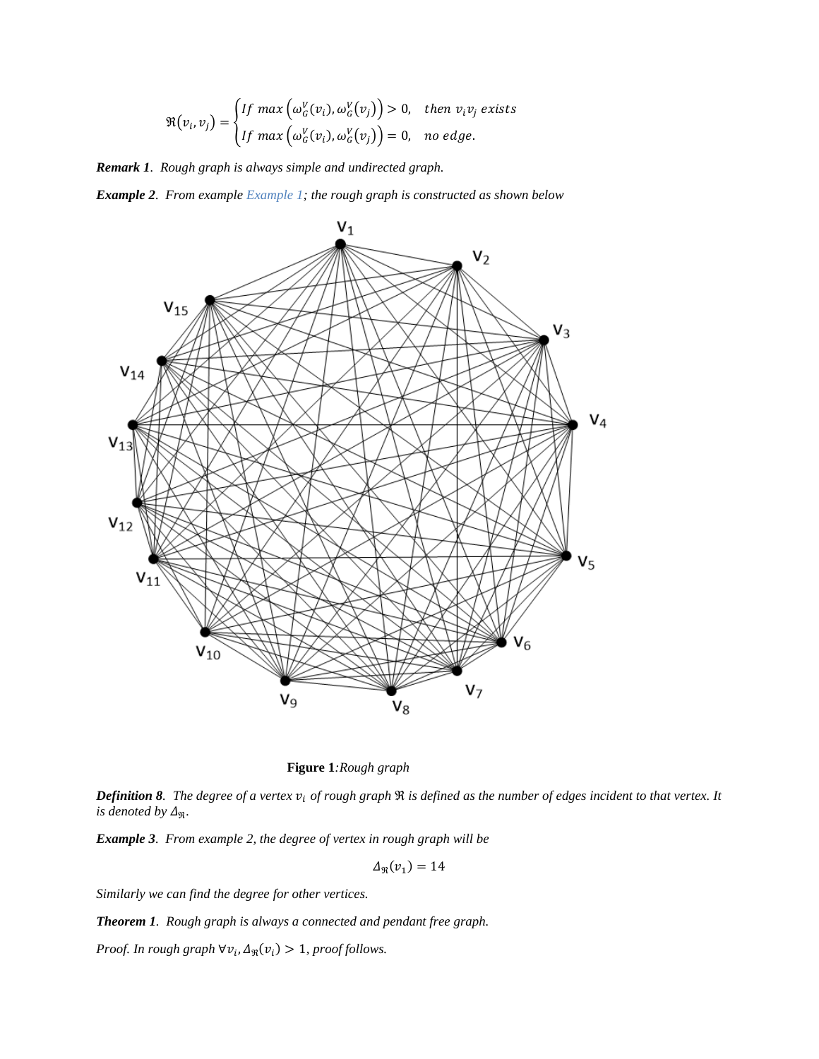$$\Re(v_i, v_j) = \begin{cases} If\ max\left(\omega_G^V(v_i), \omega_G^V(v_j)\right) > 0, & then\ v_i v_j\ exists \\ If\ max\left(\omega_G^V(v_i), \omega_G^V(v_j)\right) = 0, & no\ edge. \end{cases}$$

***Remark 1***. *Rough graph is always simple and undirected graph.*

***Example 2***. *From example Example 1; the rough graph is constructed as shown below*

V1
V2
V3
V4
V5
V6
V7
V8
V9
V10
V11
V12
V13
V14
V15

**Figure 1**:*Rough graph*

***Definition 8***. *The degree of a vertex $v_i$ of rough graph $\Re$ is defined as the number of edges incident to that vertex. It is denoted by $\Delta_\Re$.*

***Example 3***. *From example 2, the degree of vertex in rough graph will be*

$$\Delta_\Re(v_1) = 14$$

*Similarly we can find the degree for other vertices.*

***Theorem 1***. *Rough graph is always a connected and pendant free graph.*

*Proof. In rough graph $\forall v_i, \Delta_\Re(v_i) > 1$, proof follows.*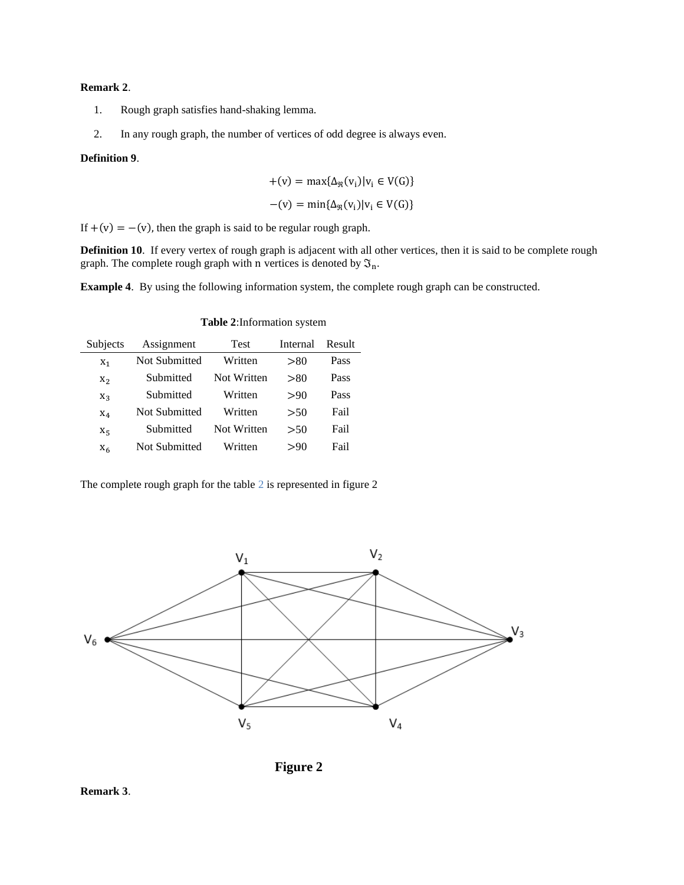**Remark 2**.

1. Rough graph satisfies hand-shaking lemma.
2. In any rough graph, the number of vertices of odd degree is always even.

**Definition 9**.

$$+(\mathrm{v}) = \max\{\Delta_{\Re}(\mathrm{v_i}) | \mathrm{v_i} \in \mathrm{V(G)}\}$$

$$-(\mathrm{v}) = \min\{\Delta_{\Re}(\mathrm{v_i}) | \mathrm{v_i} \in \mathrm{V(G)}\}$$

If $+(\mathrm{v}) = -(\mathrm{v})$, then the graph is said to be regular rough graph.

**Definition 10**. If every vertex of rough graph is adjacent with all other vertices, then it is said to be complete rough graph. The complete rough graph with $\mathrm{n}$ vertices is denoted by $\mathfrak{I}_{\mathrm{n}}$.

**Example 4**. By using the following information system, the complete rough graph can be constructed.

**Table 2**:Information system

| Subjects | Assignment | Test | Internal | Result |
|---|---|---|---|---|
| $x_1$ | Not Submitted | Written | >80 | Pass |
| $x_2$ | Submitted | Not Written | >80 | Pass |
| $x_3$ | Submitted | Written | >90 | Pass |
| $x_4$ | Not Submitted | Written | >50 | Fail |
| $x_5$ | Submitted | Not Written | >50 | Fail |
| $x_6$ | Not Submitted | Written | >90 | Fail |

The complete rough graph for the table 2 is represented in figure 2

$V_1$ $V_2$ $V_3$ $V_4$ $V_5$ $V_6$

**Figure 2**

**Remark 3**.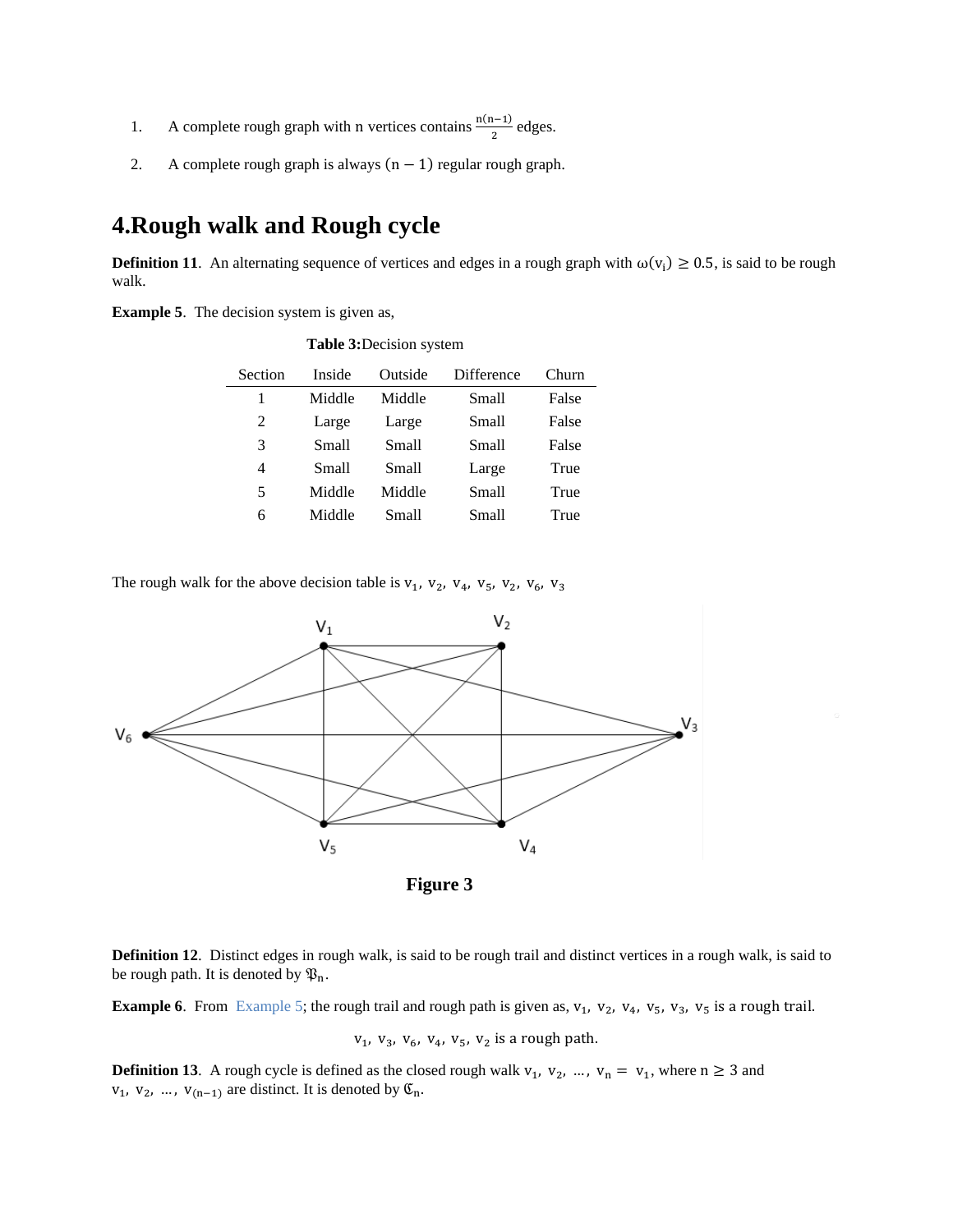1. A complete rough graph with n vertices contains $\frac{n(n-1)}{2}$ edges.

2. A complete rough graph is always $(n-1)$ regular rough graph.

# 4.Rough walk and Rough cycle

**Definition 11**. An alternating sequence of vertices and edges in a rough graph with $\omega(v_i) \geq 0.5$, is said to be rough walk.

**Example 5**. The decision system is given as,

**Table 3:**Decision system

| Section | Inside | Outside | Difference | Churn |
|---|---|---|---|---|
| 1 | Middle | Middle | Small | False |
| 2 | Large | Large | Small | False |
| 3 | Small | Small | Small | False |
| 4 | Small | Small | Large | True |
| 5 | Middle | Middle | Small | True |
| 6 | Middle | Small | Small | True |

The rough walk for the above decision table is $v_1, v_2, v_4, v_5, v_2, v_6, v_3$

V1
V2
V3
V4
V5
V6

**Figure 3**

**Definition 12**. Distinct edges in rough walk, is said to be rough trail and distinct vertices in a rough walk, is said to be rough path. It is denoted by $\mathfrak{P}_n$.

**Example 6**. From Example 5; the rough trail and rough path is given as, $v_1, v_2, v_4, v_5, v_3, v_5$ is a rough trail.

$$v_1, v_3, v_6, v_4, v_5, v_2 \text{ is a rough path.}$$

**Definition 13**. A rough cycle is defined as the closed rough walk $v_1, v_2, \ldots, v_n = v_1$, where $n \geq 3$ and $v_1, v_2, \ldots, v_{(n-1)}$ are distinct. It is denoted by $\mathfrak{C}_n$.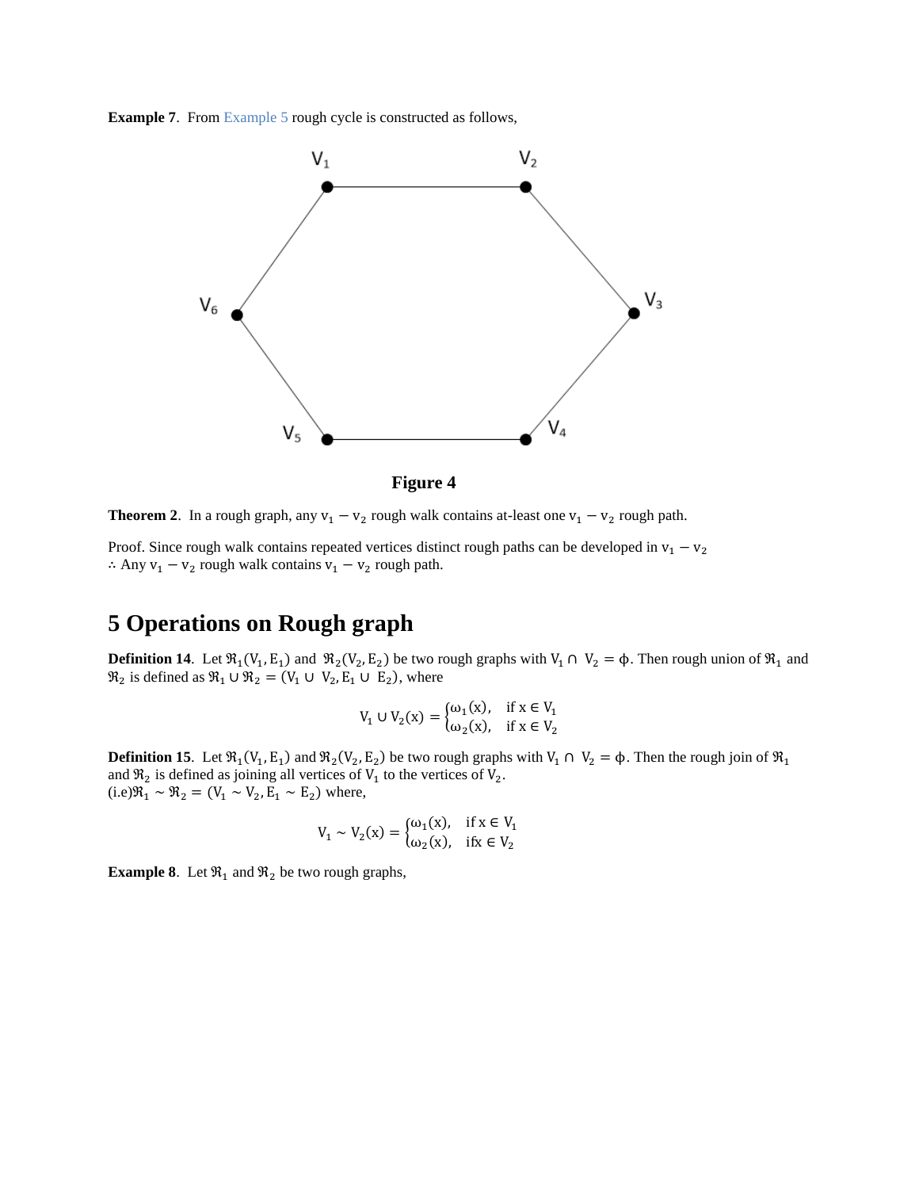**Example 7**. From Example 5 rough cycle is constructed as follows,

$V_1$

$V_2$

$V_3$

$V_4$

$V_5$

$V_6$

**Figure 4**

**Theorem 2**. In a rough graph, any $v_1 - v_2$ rough walk contains at-least one $v_1 - v_2$ rough path.

Proof. Since rough walk contains repeated vertices distinct rough paths can be developed in $v_1 - v_2$
$\therefore$ Any $v_1 - v_2$ rough walk contains $v_1 - v_2$ rough path.

# 5 Operations on Rough graph

**Definition 14**. Let $\mathfrak{R}_1(V_1, E_1)$ and $\mathfrak{R}_2(V_2, E_2)$ be two rough graphs with $V_1 \cap V_2 = \phi$. Then rough union of $\mathfrak{R}_1$ and $\mathfrak{R}_2$ is defined as $\mathfrak{R}_1 \cup \mathfrak{R}_2 = (V_1 \cup V_2, E_1 \cup E_2)$, where

$$V_1 \cup V_2(x) = \begin{cases} \omega_1(x), & \text{if } x \in V_1 \\ \omega_2(x), & \text{if } x \in V_2 \end{cases}$$

**Definition 15**. Let $\mathfrak{R}_1(V_1, E_1)$ and $\mathfrak{R}_2(V_2, E_2)$ be two rough graphs with $V_1 \cap V_2 = \phi$. Then the rough join of $\mathfrak{R}_1$ and $\mathfrak{R}_2$ is defined as joining all vertices of $V_1$ to the vertices of $V_2$.
(i.e)$\mathfrak{R}_1 \sim \mathfrak{R}_2 = (V_1 \sim V_2, E_1 \sim E_2)$ where,

$$V_1 \sim V_2(x) = \begin{cases} \omega_1(x), & \text{if } x \in V_1 \\ \omega_2(x), & \text{if} x \in V_2 \end{cases}$$

**Example 8**. Let $\mathfrak{R}_1$ and $\mathfrak{R}_2$ be two rough graphs,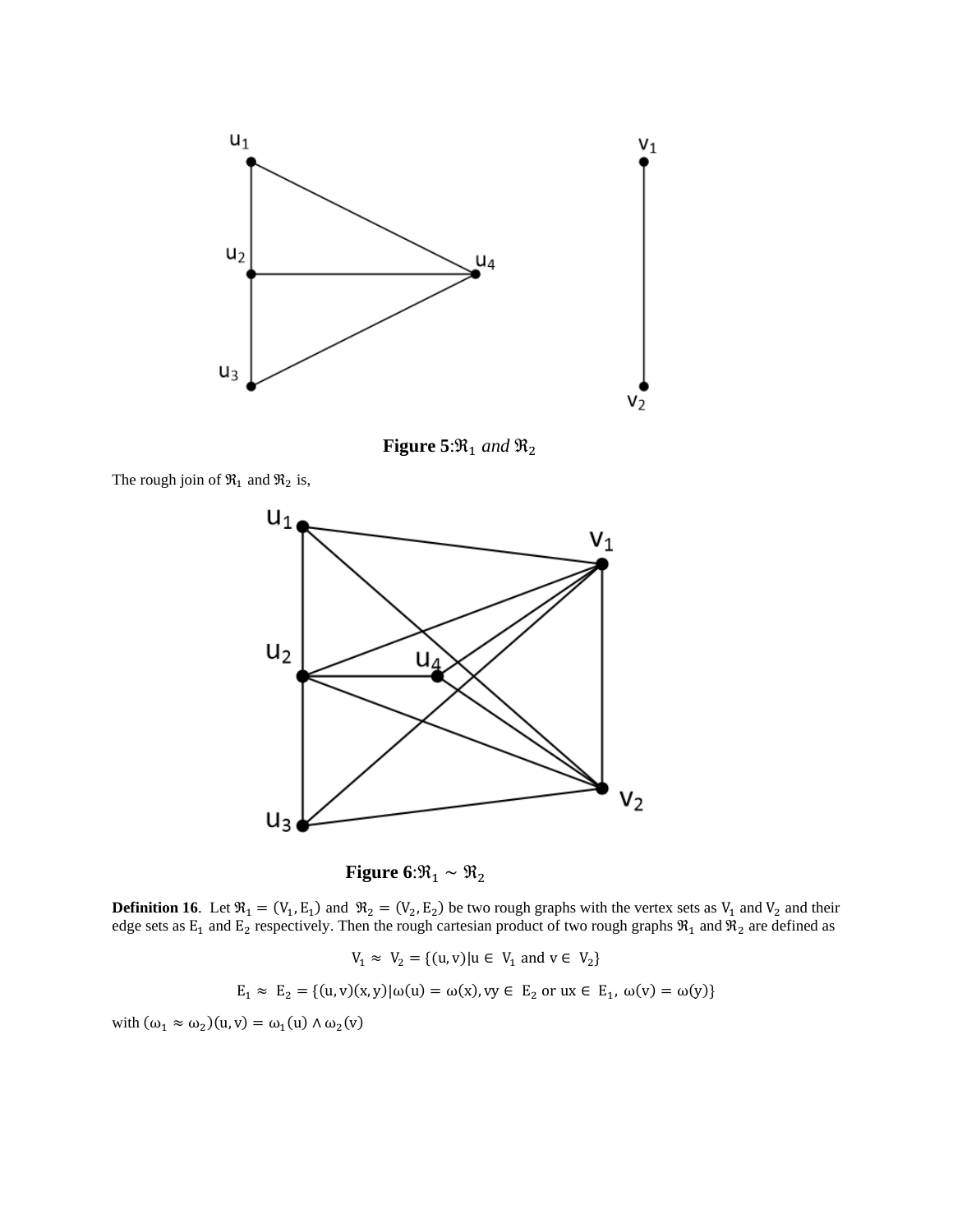**Figure 5**:$\Re_1$ *and* $\Re_2$

The rough join of $\Re_1$ and $\Re_2$ is,

**Figure 6**:$\Re_1 \sim \Re_2$

**Definition 16**. Let $\Re_1 = (V_1, E_1)$ and $\Re_2 = (V_2, E_2)$ be two rough graphs with the vertex sets as $V_1$ and $V_2$ and their edge sets as $E_1$ and $E_2$ respectively. Then the rough cartesian product of two rough graphs $\Re_1$ and $\Re_2$ are defined as

$$V_1 \approx V_2 = \{(u, v)|u \in V_1 \text{ and } v \in V_2\}$$

$$E_1 \approx E_2 = \{(u, v)(x, y)|\omega(u) = \omega(x), vy \in E_2 \text{ or } ux \in E_1, \omega(v) = \omega(y)\}$$

with $(\omega_1 \approx \omega_2)(u, v) = \omega_1(u) \wedge \omega_2(v)$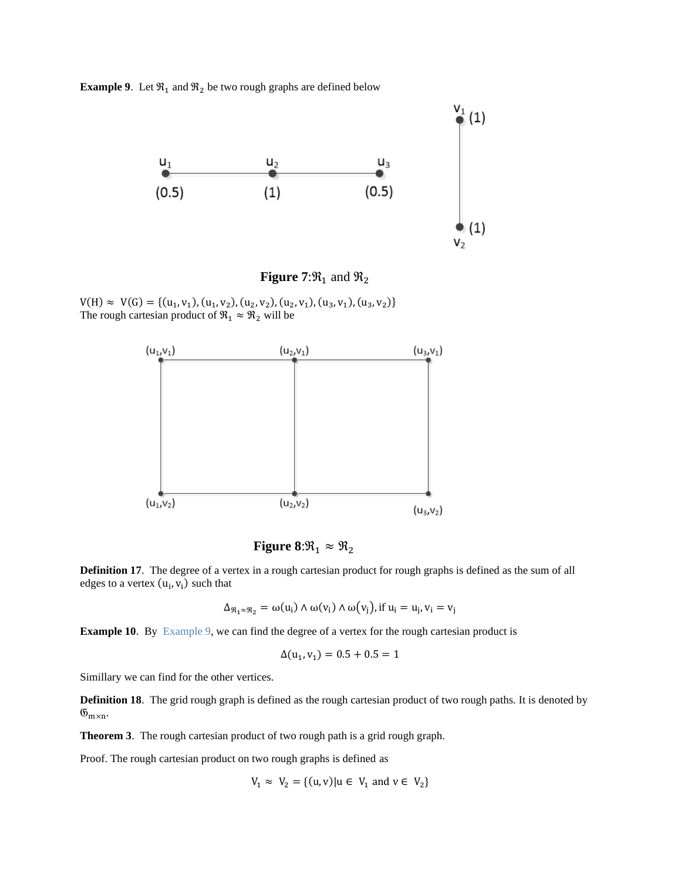**Example 9**. Let $\mathfrak{R}_1$ and $\mathfrak{R}_2$ be two rough graphs are defined below

$v_1$ (1)

$u_1$ $u_2$ $u_3$

(0.5) (1) (0.5)

(1)

$v_2$

**Figure 7**: $\mathfrak{R}_1$ and $\mathfrak{R}_2$

$V(H) \approx V(G) = \{(u_1, v_1), (u_1, v_2), (u_2, v_2), (u_2, v_1), (u_3, v_1), (u_3, v_2)\}$
The rough cartesian product of $\mathfrak{R}_1 \approx \mathfrak{R}_2$ will be

$(u_1,v_1)$ $(u_2,v_1)$ $(u_3,v_1)$

$(u_1,v_2)$ $(u_2,v_2)$ $(u_3,v_2)$

**Figure 8**: $\mathfrak{R}_1 \approx \mathfrak{R}_2$

**Definition 17**. The degree of a vertex in a rough cartesian product for rough graphs is defined as the sum of all edges to a vertex $(u_i, v_i)$ such that

$$\Delta_{\mathfrak{R}_1 \approx \mathfrak{R}_2} = \omega(u_i) \wedge \omega(v_i) \wedge \omega(v_j), \text{if } u_i = u_j, v_i = v_j$$

**Example 10**. By Example 9, we can find the degree of a vertex for the rough cartesian product is

$$\Delta(u_1, v_1) = 0.5 + 0.5 = 1$$

Simillary we can find for the other vertices.

**Definition 18**. The grid rough graph is defined as the rough cartesian product of two rough paths. It is denoted by $\mathfrak{G}_{m \times n}$.

**Theorem 3**. The rough cartesian product of two rough path is a grid rough graph.

Proof. The rough cartesian product on two rough graphs is defined as

$$V_1 \approx V_2 = \{(u, v) | u \in V_1 \text{ and } v \in V_2\}$$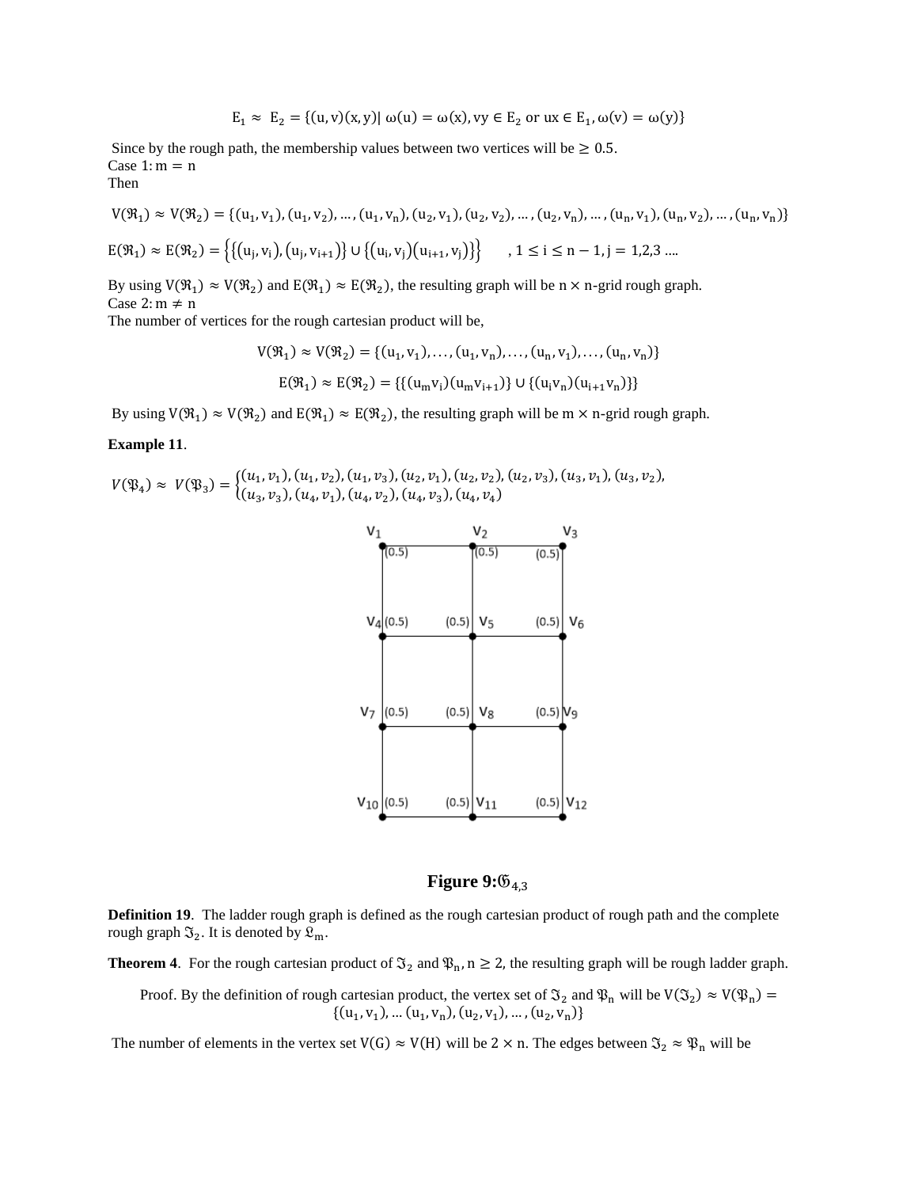$$E_1 \approx E_2 = \{(u,v)(x,y) \mid \omega(u) = \omega(x), vy \in E_2 \text{ or } ux \in E_1, \omega(v) = \omega(y)\}$$

Since by the rough path, the membership values between two vertices will be $\geq 0.5$.

Case 1: $m = n$

Then

$$V(\mathfrak{R}_1) \approx V(\mathfrak{R}_2) = \{(u_1,v_1),(u_1,v_2),\ldots,(u_1,v_n),(u_2,v_1),(u_2,v_2),\ldots,(u_2,v_n),\ldots,(u_n,v_1),(u_n,v_2),\ldots,(u_n,v_n)\}$$

$$E(\mathfrak{R}_1) \approx E(\mathfrak{R}_2) = \left\{\{(u_j,v_i),(u_j,v_{i+1})\} \cup \{(u_i,v_j)(u_{i+1},v_j)\}\right\} \quad , 1 \leq i \leq n-1, j = 1,2,3 \ldots.$$

By using $V(\mathfrak{R}_1) \approx V(\mathfrak{R}_2)$ and $E(\mathfrak{R}_1) \approx E(\mathfrak{R}_2)$, the resulting graph will be $n \times n$-grid rough graph.

Case 2: $m \neq n$

The number of vertices for the rough cartesian product will be,

$$V(\mathfrak{R}_1) \approx V(\mathfrak{R}_2) = \{(u_1,v_1),\ldots,(u_1,v_n),\ldots,(u_n,v_1),\ldots,(u_n,v_n)\}$$

$$E(\mathfrak{R}_1) \approx E(\mathfrak{R}_2) = \{\{(u_m v_i)(u_m v_{i+1})\} \cup \{(u_i v_n)(u_{i+1} v_n)\}\}$$

By using $V(\mathfrak{R}_1) \approx V(\mathfrak{R}_2)$ and $E(\mathfrak{R}_1) \approx E(\mathfrak{R}_2)$, the resulting graph will be $m \times n$-grid rough graph.

**Example 11**.

$$V(\mathfrak{P}_4) \approx V(\mathfrak{P}_3) = \begin{cases}(u_1,v_1),(u_1,v_2),(u_1,v_3),(u_2,v_1),(u_2,v_2),(u_2,v_3),(u_3,v_1),(u_3,v_2), \\ (u_3,v_3),(u_4,v_1),(u_4,v_2),(u_4,v_3),(u_4,v_4)\end{cases}$$

V1 V2 V3
(0.5) (0.5) (0.5)
V4 (0.5) (0.5) V5 (0.5) V6
V7 (0.5) (0.5) V8 (0.5) V9
V10 (0.5) (0.5) V11 (0.5) V12

**Figure 9:** $\mathfrak{G}_{4,3}$

**Definition 19**. The ladder rough graph is defined as the rough cartesian product of rough path and the complete rough graph $\mathfrak{J}_2$. It is denoted by $\mathfrak{L}_m$.

**Theorem 4**. For the rough cartesian product of $\mathfrak{J}_2$ and $\mathfrak{P}_n, n \geq 2$, the resulting graph will be rough ladder graph.

Proof. By the definition of rough cartesian product, the vertex set of $\mathfrak{J}_2$ and $\mathfrak{P}_n$ will be $V(\mathfrak{J}_2) \approx V(\mathfrak{P}_n) = \{(u_1,v_1),\ldots(u_1,v_n),(u_2,v_1),\ldots,(u_2,v_n)\}$

The number of elements in the vertex set $V(G) \approx V(H)$ will be $2 \times n$. The edges between $\mathfrak{J}_2 \approx \mathfrak{P}_n$ will be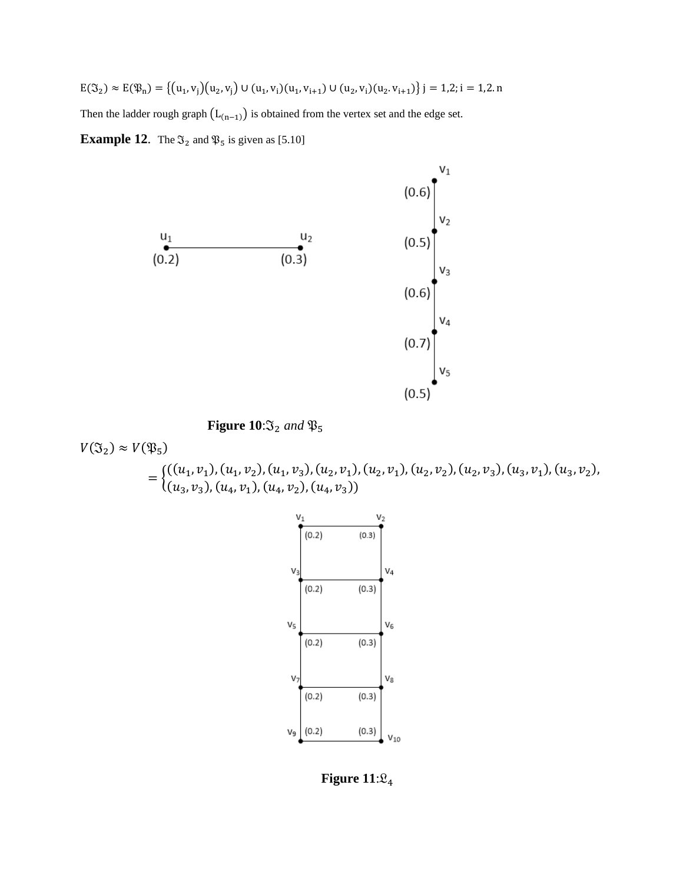$E(\mathfrak{I}_2) \approx E(\mathfrak{P}_n) = \{(u_1, v_j)(u_2, v_j) \cup (u_1, v_i)(u_1, v_{i+1}) \cup (u_2, v_i)(u_2. v_{i+1})\}\ j = 1,2; i = 1,2.n$

Then the ladder rough graph $(L_{(n-1)})$ is obtained from the vertex set and the edge set.

**Example 12**. The $\mathfrak{I}_2$ and $\mathfrak{P}_5$ is given as [5.10]

u1
(0.2)
u2
(0.3)

v1
(0.6)
v2
(0.5)
v3
(0.6)
v4
(0.7)
v5
(0.5)

**Figure 10**:$\mathfrak{I}_2$ *and* $\mathfrak{P}_5$

$$V(\mathfrak{I}_2) \approx V(\mathfrak{P}_5) = \begin{cases} ((u_1, v_1), (u_1, v_2), (u_1, v_3), (u_2, v_1), (u_2, v_1), (u_2, v_2), (u_2, v_3), (u_3, v_1), (u_3, v_2), \\ (u_3, v_3), (u_4, v_1), (u_4, v_2), (u_4, v_3)) \end{cases}$$

v1 v2
(0.2) (0.3)
v3 v4
(0.2) (0.3)
v5 v6
(0.2) (0.3)
v7 v8
(0.2) (0.3)
v9 (0.2) (0.3) v10

**Figure 11**:$\mathfrak{L}_4$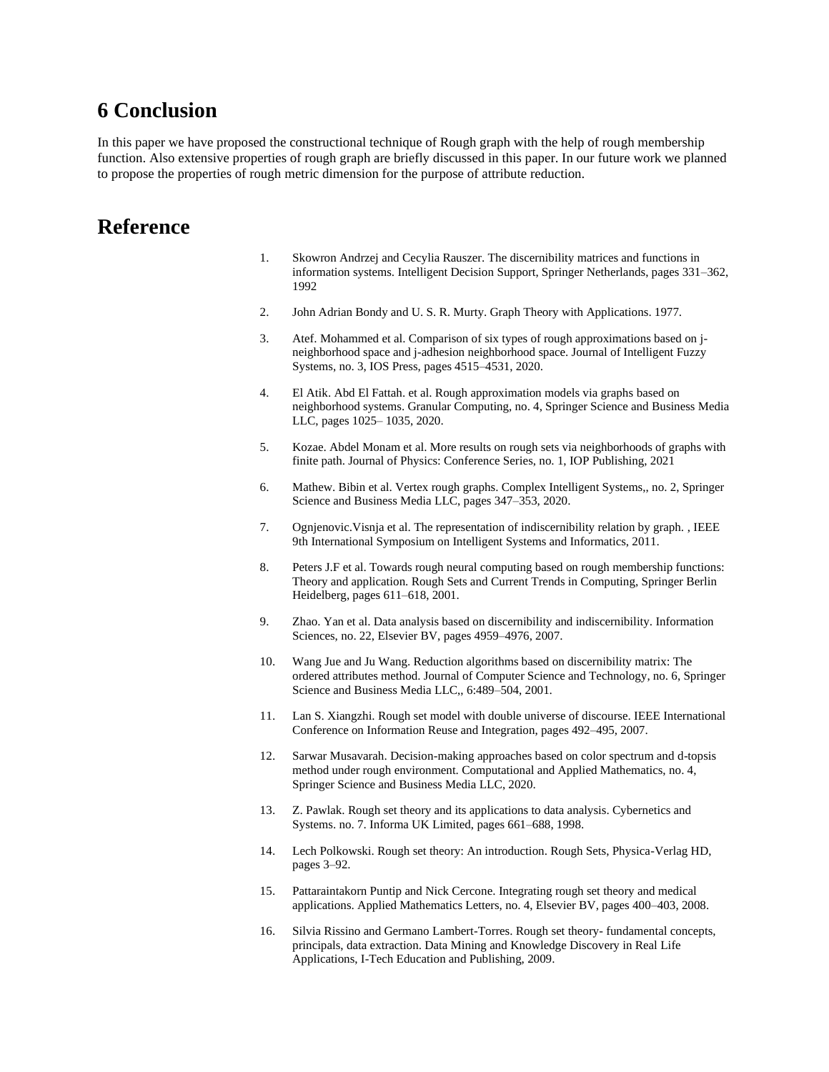# 6 Conclusion

In this paper we have proposed the constructional technique of Rough graph with the help of rough membership function. Also extensive properties of rough graph are briefly discussed in this paper. In our future work we planned to propose the properties of rough metric dimension for the purpose of attribute reduction.

# Reference

1. Skowron Andrzej and Cecylia Rauszer. The discernibility matrices and functions in information systems. Intelligent Decision Support, Springer Netherlands, pages 331–362, 1992
2. John Adrian Bondy and U. S. R. Murty. Graph Theory with Applications. 1977.
3. Atef. Mohammed et al. Comparison of six types of rough approximations based on j-neighborhood space and j-adhesion neighborhood space. Journal of Intelligent Fuzzy Systems, no. 3, IOS Press, pages 4515–4531, 2020.
4. El Atik. Abd El Fattah. et al. Rough approximation models via graphs based on neighborhood systems. Granular Computing, no. 4, Springer Science and Business Media LLC, pages 1025– 1035, 2020.
5. Kozae. Abdel Monam et al. More results on rough sets via neighborhoods of graphs with finite path. Journal of Physics: Conference Series, no. 1, IOP Publishing, 2021
6. Mathew. Bibin et al. Vertex rough graphs. Complex Intelligent Systems,, no. 2, Springer Science and Business Media LLC, pages 347–353, 2020.
7. Ognjenovic.Visnja et al. The representation of indiscernibility relation by graph. , IEEE 9th International Symposium on Intelligent Systems and Informatics, 2011.
8. Peters J.F et al. Towards rough neural computing based on rough membership functions: Theory and application. Rough Sets and Current Trends in Computing, Springer Berlin Heidelberg, pages 611–618, 2001.
9. Zhao. Yan et al. Data analysis based on discernibility and indiscernibility. Information Sciences, no. 22, Elsevier BV, pages 4959–4976, 2007.
10. Wang Jue and Ju Wang. Reduction algorithms based on discernibility matrix: The ordered attributes method. Journal of Computer Science and Technology, no. 6, Springer Science and Business Media LLC,, 6:489–504, 2001.
11. Lan S. Xiangzhi. Rough set model with double universe of discourse. IEEE International Conference on Information Reuse and Integration, pages 492–495, 2007.
12. Sarwar Musavarah. Decision-making approaches based on color spectrum and d-topsis method under rough environment. Computational and Applied Mathematics, no. 4, Springer Science and Business Media LLC, 2020.
13. Z. Pawlak. Rough set theory and its applications to data analysis. Cybernetics and Systems. no. 7. Informa UK Limited, pages 661–688, 1998.
14. Lech Polkowski. Rough set theory: An introduction. Rough Sets, Physica-Verlag HD, pages 3–92.
15. Pattaraintakorn Puntip and Nick Cercone. Integrating rough set theory and medical applications. Applied Mathematics Letters, no. 4, Elsevier BV, pages 400–403, 2008.
16. Silvia Rissino and Germano Lambert-Torres. Rough set theory- fundamental concepts, principals, data extraction. Data Mining and Knowledge Discovery in Real Life Applications, I-Tech Education and Publishing, 2009.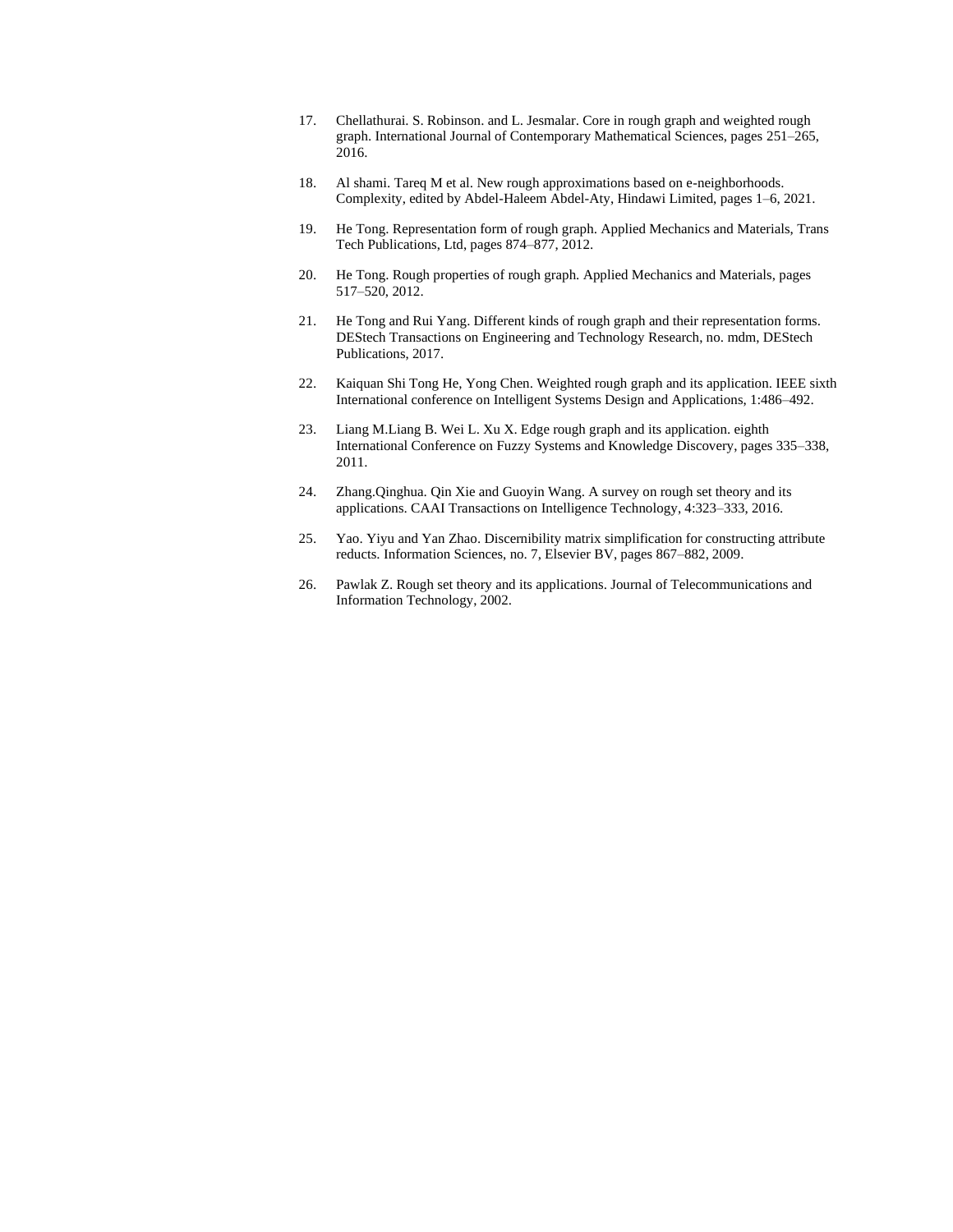17. Chellathurai. S. Robinson. and L. Jesmalar. Core in rough graph and weighted rough graph. International Journal of Contemporary Mathematical Sciences, pages 251–265, 2016.

18. Al shami. Tareq M et al. New rough approximations based on e-neighborhoods. Complexity, edited by Abdel-Haleem Abdel-Aty, Hindawi Limited, pages 1–6, 2021.

19. He Tong. Representation form of rough graph. Applied Mechanics and Materials, Trans Tech Publications, Ltd, pages 874–877, 2012.

20. He Tong. Rough properties of rough graph. Applied Mechanics and Materials, pages 517–520, 2012.

21. He Tong and Rui Yang. Different kinds of rough graph and their representation forms. DEStech Transactions on Engineering and Technology Research, no. mdm, DEStech Publications, 2017.

22. Kaiquan Shi Tong He, Yong Chen. Weighted rough graph and its application. IEEE sixth International conference on Intelligent Systems Design and Applications, 1:486–492.

23. Liang M.Liang B. Wei L. Xu X. Edge rough graph and its application. eighth International Conference on Fuzzy Systems and Knowledge Discovery, pages 335–338, 2011.

24. Zhang.Qinghua. Qin Xie and Guoyin Wang. A survey on rough set theory and its applications. CAAI Transactions on Intelligence Technology, 4:323–333, 2016.

25. Yao. Yiyu and Yan Zhao. Discernibility matrix simplification for constructing attribute reducts. Information Sciences, no. 7, Elsevier BV, pages 867–882, 2009.

26. Pawlak Z. Rough set theory and its applications. Journal of Telecommunications and Information Technology, 2002.